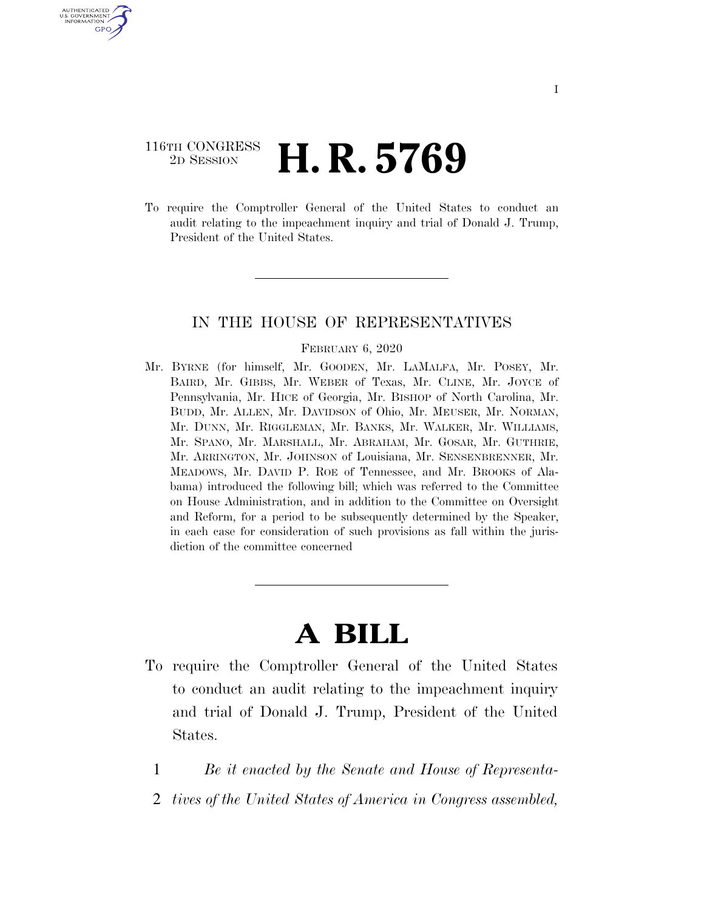116TH CONGRESS
2D SESSION

# H. R. 5769

To require the Comptroller General of the United States to conduct an audit relating to the impeachment inquiry and trial of Donald J. Trump, President of the United States.

---

IN THE HOUSE OF REPRESENTATIVES

FEBRUARY 6, 2020

Mr. BYRNE (for himself, Mr. GOODEN, Mr. LAMALFA, Mr. POSEY, Mr. BAIRD, Mr. GIBBS, Mr. WEBER of Texas, Mr. CLINE, Mr. JOYCE of Pennsylvania, Mr. HICE of Georgia, Mr. BISHOP of North Carolina, Mr. BUDD, Mr. ALLEN, Mr. DAVIDSON of Ohio, Mr. MEUSER, Mr. NORMAN, Mr. DUNN, Mr. RIGGLEMAN, Mr. BANKS, Mr. WALKER, Mr. WILLIAMS, Mr. SPANO, Mr. MARSHALL, Mr. ABRAHAM, Mr. GOSAR, Mr. GUTHRIE, Mr. ARRINGTON, Mr. JOHNSON of Louisiana, Mr. SENSENBRENNER, Mr. MEADOWS, Mr. DAVID P. ROE of Tennessee, and Mr. BROOKS of Alabama) introduced the following bill; which was referred to the Committee on House Administration, and in addition to the Committee on Oversight and Reform, for a period to be subsequently determined by the Speaker, in each case for consideration of such provisions as fall within the jurisdiction of the committee concerned

---

# A BILL

To require the Comptroller General of the United States to conduct an audit relating to the impeachment inquiry and trial of Donald J. Trump, President of the United States.

1 *Be it enacted by the Senate and House of Representa-*
2 *tives of the United States of America in Congress assembled,*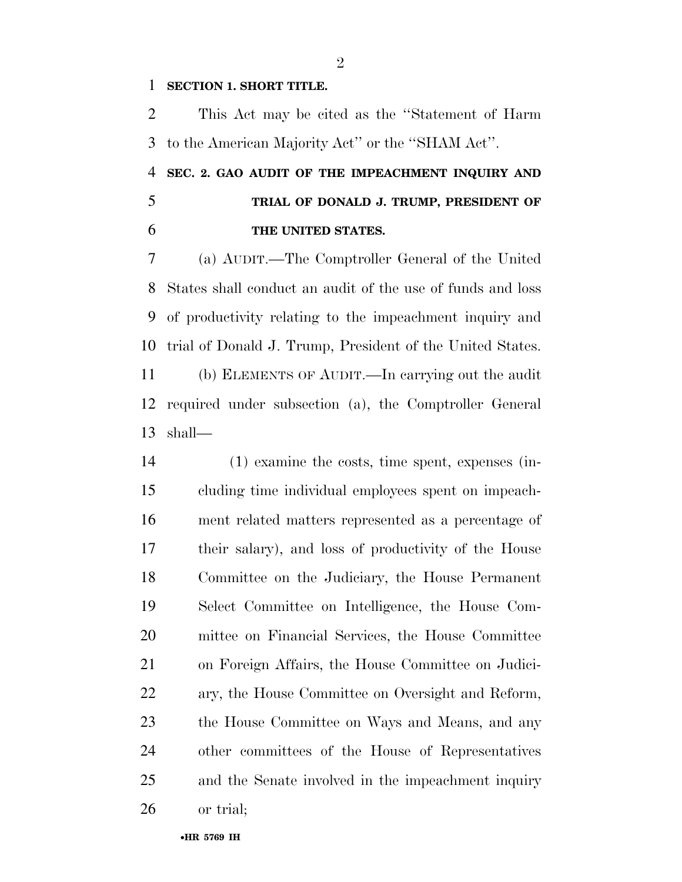**SECTION 1. SHORT TITLE.**

This Act may be cited as the ''Statement of Harm to the American Majority Act'' or the ''SHAM Act''.

**SEC. 2. GAO AUDIT OF THE IMPEACHMENT INQUIRY AND TRIAL OF DONALD J. TRUMP, PRESIDENT OF THE UNITED STATES.**

(a) AUDIT.—The Comptroller General of the United States shall conduct an audit of the use of funds and loss of productivity relating to the impeachment inquiry and trial of Donald J. Trump, President of the United States.

(b) ELEMENTS OF AUDIT.—In carrying out the audit required under subsection (a), the Comptroller General shall—

(1) examine the costs, time spent, expenses (including time individual employees spent on impeachment related matters represented as a percentage of their salary), and loss of productivity of the House Committee on the Judiciary, the House Permanent Select Committee on Intelligence, the House Committee on Financial Services, the House Committee on Foreign Affairs, the House Committee on Judiciary, the House Committee on Oversight and Reform, the House Committee on Ways and Means, and any other committees of the House of Representatives and the Senate involved in the impeachment inquiry or trial;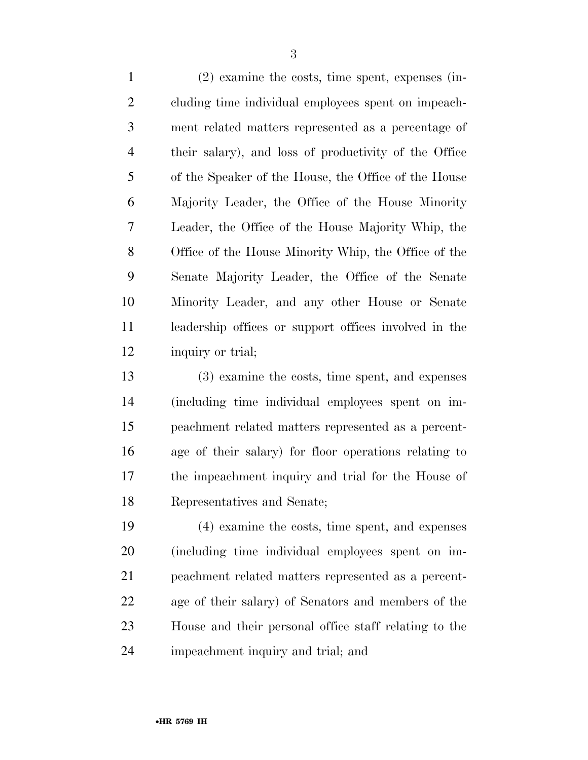(2) examine the costs, time spent, expenses (including time individual employees spent on impeachment related matters represented as a percentage of their salary), and loss of productivity of the Office of the Speaker of the House, the Office of the House Majority Leader, the Office of the House Minority Leader, the Office of the House Majority Whip, the Office of the House Minority Whip, the Office of the Senate Majority Leader, the Office of the Senate Minority Leader, and any other House or Senate leadership offices or support offices involved in the inquiry or trial;

(3) examine the costs, time spent, and expenses (including time individual employees spent on impeachment related matters represented as a percentage of their salary) for floor operations relating to the impeachment inquiry and trial for the House of Representatives and Senate;

(4) examine the costs, time spent, and expenses (including time individual employees spent on impeachment related matters represented as a percentage of their salary) of Senators and members of the House and their personal office staff relating to the impeachment inquiry and trial; and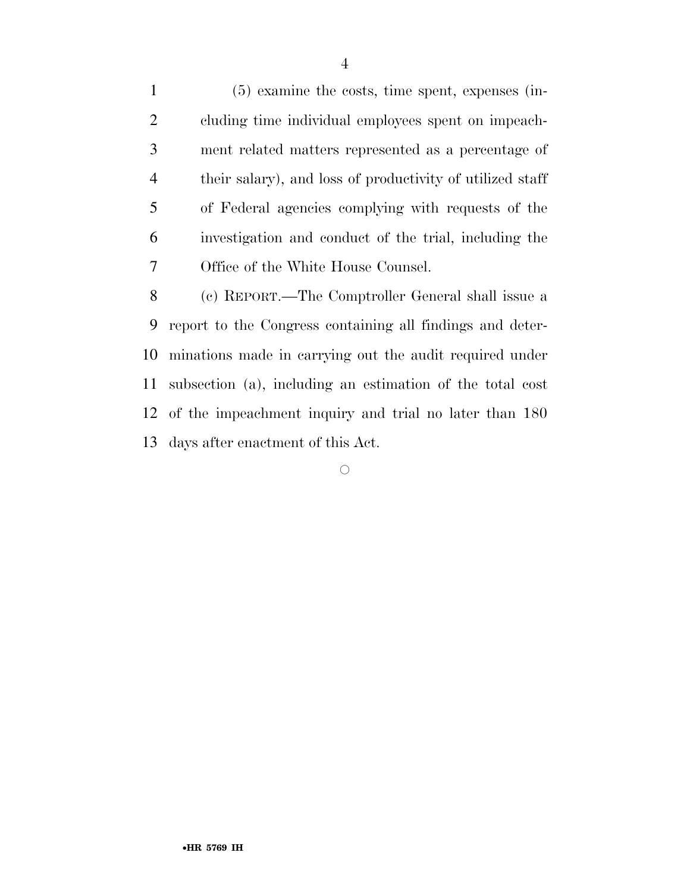(5) examine the costs, time spent, expenses (including time individual employees spent on impeachment related matters represented as a percentage of their salary), and loss of productivity of utilized staff of Federal agencies complying with requests of the investigation and conduct of the trial, including the Office of the White House Counsel.

(c) REPORT.—The Comptroller General shall issue a report to the Congress containing all findings and determinations made in carrying out the audit required under subsection (a), including an estimation of the total cost of the impeachment inquiry and trial no later than 180 days after enactment of this Act.

○